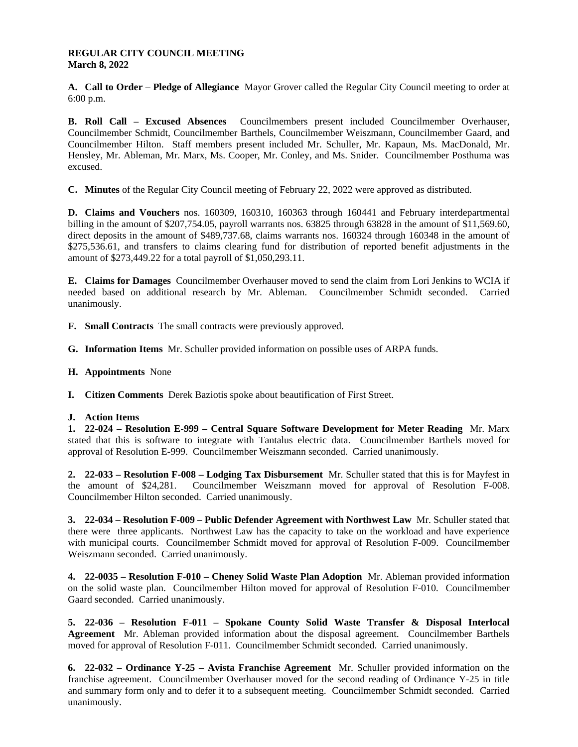**REGULAR CITY COUNCIL MEETING**
**March 8, 2022**

**A. Call to Order – Pledge of Allegiance** Mayor Grover called the Regular City Council meeting to order at 6:00 p.m.

**B. Roll Call – Excused Absences** Councilmembers present included Councilmember Overhauser, Councilmember Schmidt, Councilmember Barthels, Councilmember Weiszmann, Councilmember Gaard, and Councilmember Hilton. Staff members present included Mr. Schuller, Mr. Kapaun, Ms. MacDonald, Mr. Hensley, Mr. Ableman, Mr. Marx, Ms. Cooper, Mr. Conley, and Ms. Snider. Councilmember Posthuma was excused.

**C. Minutes** of the Regular City Council meeting of February 22, 2022 were approved as distributed.

**D. Claims and Vouchers** nos. 160309, 160310, 160363 through 160441 and February interdepartmental billing in the amount of $207,754.05, payroll warrants nos. 63825 through 63828 in the amount of $11,569.60, direct deposits in the amount of $489,737.68, claims warrants nos. 160324 through 160348 in the amount of $275,536.61, and transfers to claims clearing fund for distribution of reported benefit adjustments in the amount of $273,449.22 for a total payroll of $1,050,293.11.

**E. Claims for Damages** Councilmember Overhauser moved to send the claim from Lori Jenkins to WCIA if needed based on additional research by Mr. Ableman. Councilmember Schmidt seconded. Carried unanimously.

**F. Small Contracts** The small contracts were previously approved.

**G. Information Items** Mr. Schuller provided information on possible uses of ARPA funds.

**H. Appointments** None

**I. Citizen Comments** Derek Baziotis spoke about beautification of First Street.

**J. Action Items**

**1. 22-024 – Resolution E-999 – Central Square Software Development for Meter Reading** Mr. Marx stated that this is software to integrate with Tantalus electric data. Councilmember Barthels moved for approval of Resolution E-999. Councilmember Weiszmann seconded. Carried unanimously.

**2. 22-033 – Resolution F-008 – Lodging Tax Disbursement** Mr. Schuller stated that this is for Mayfest in the amount of $24,281. Councilmember Weiszmann moved for approval of Resolution F-008. Councilmember Hilton seconded. Carried unanimously.

**3. 22-034 – Resolution F-009 – Public Defender Agreement with Northwest Law** Mr. Schuller stated that there were three applicants. Northwest Law has the capacity to take on the workload and have experience with municipal courts. Councilmember Schmidt moved for approval of Resolution F-009. Councilmember Weiszmann seconded. Carried unanimously.

**4. 22-0035 – Resolution F-010 – Cheney Solid Waste Plan Adoption** Mr. Ableman provided information on the solid waste plan. Councilmember Hilton moved for approval of Resolution F-010. Councilmember Gaard seconded. Carried unanimously.

**5. 22-036 – Resolution F-011 – Spokane County Solid Waste Transfer & Disposal Interlocal Agreement** Mr. Ableman provided information about the disposal agreement. Councilmember Barthels moved for approval of Resolution F-011. Councilmember Schmidt seconded. Carried unanimously.

**6. 22-032 – Ordinance Y-25 – Avista Franchise Agreement** Mr. Schuller provided information on the franchise agreement. Councilmember Overhauser moved for the second reading of Ordinance Y-25 in title and summary form only and to defer it to a subsequent meeting. Councilmember Schmidt seconded. Carried unanimously.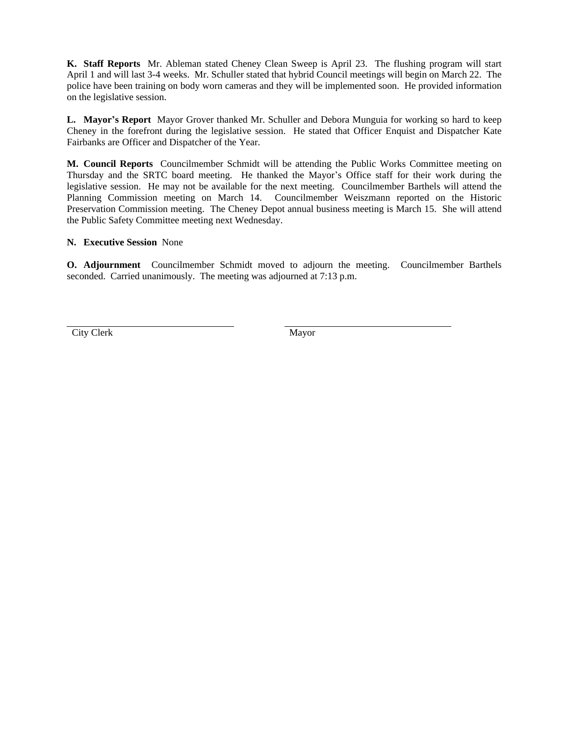**K. Staff Reports** Mr. Ableman stated Cheney Clean Sweep is April 23. The flushing program will start April 1 and will last 3-4 weeks. Mr. Schuller stated that hybrid Council meetings will begin on March 22. The police have been training on body worn cameras and they will be implemented soon. He provided information on the legislative session.

**L. Mayor's Report** Mayor Grover thanked Mr. Schuller and Debora Munguia for working so hard to keep Cheney in the forefront during the legislative session. He stated that Officer Enquist and Dispatcher Kate Fairbanks are Officer and Dispatcher of the Year.

**M. Council Reports** Councilmember Schmidt will be attending the Public Works Committee meeting on Thursday and the SRTC board meeting. He thanked the Mayor's Office staff for their work during the legislative session. He may not be available for the next meeting. Councilmember Barthels will attend the Planning Commission meeting on March 14. Councilmember Weiszmann reported on the Historic Preservation Commission meeting. The Cheney Depot annual business meeting is March 15. She will attend the Public Safety Committee meeting next Wednesday.

**N. Executive Session** None

**O. Adjournment** Councilmember Schmidt moved to adjourn the meeting. Councilmember Barthels seconded. Carried unanimously. The meeting was adjourned at 7:13 p.m.

\_\_\_\_\_\_\_\_\_\_\_\_\_\_\_\_\_\_\_\_\_\_\_\_\_\_\_\_\_\_
City Clerk

\_\_\_\_\_\_\_\_\_\_\_\_\_\_\_\_\_\_\_\_\_\_\_\_\_\_\_\_\_\_
Mayor